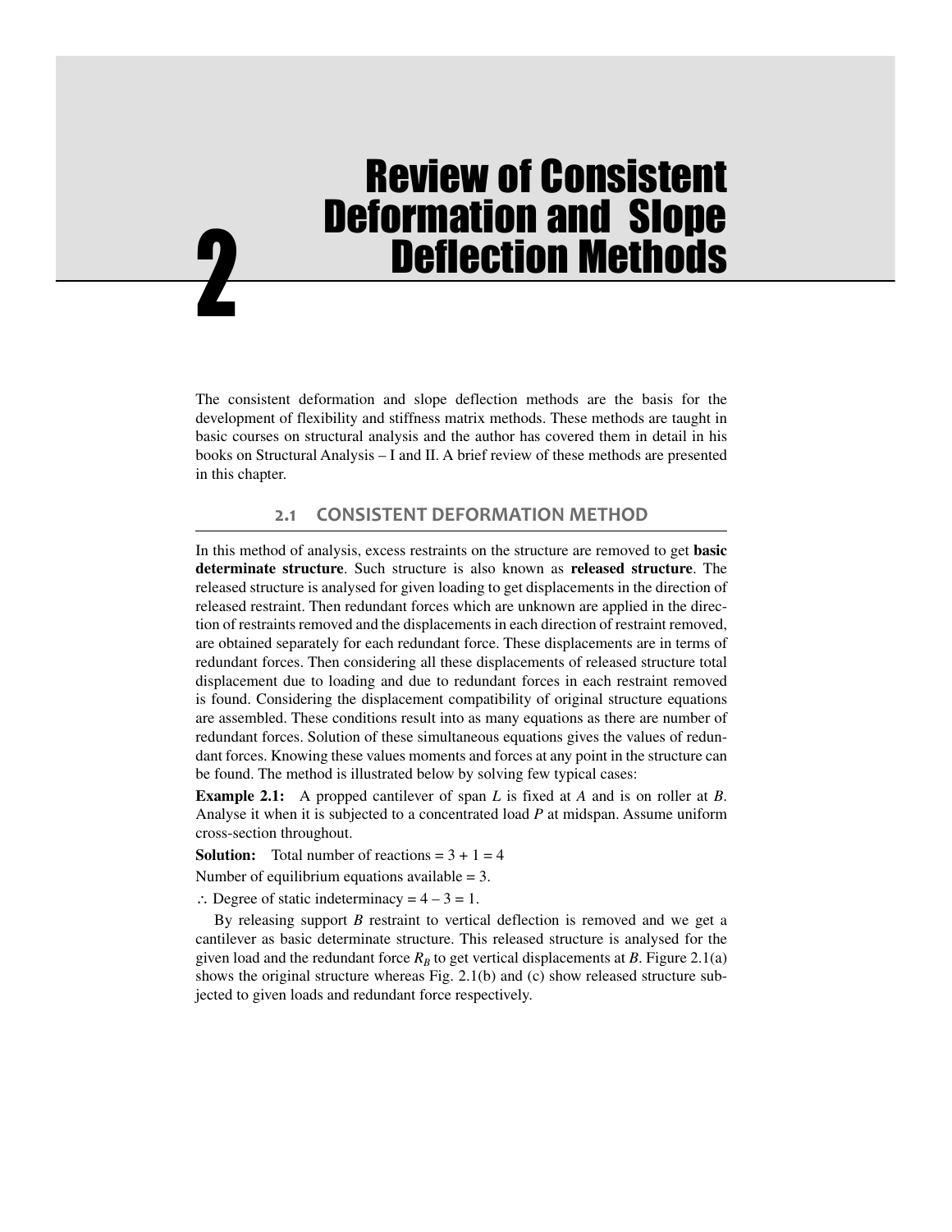# 2 Review of Consistent Deformation and Slope Deflection Methods

The consistent deformation and slope deflection methods are the basis for the development of flexibility and stiffness matrix methods. These methods are taught in basic courses on structural analysis and the author has covered them in detail in his books on Structural Analysis – I and II. A brief review of these methods are presented in this chapter.

## 2.1 CONSISTENT DEFORMATION METHOD

In this method of analysis, excess restraints on the structure are removed to get **basic determinate structure**. Such structure is also known as **released structure**. The released structure is analysed for given loading to get displacements in the direction of released restraint. Then redundant forces which are unknown are applied in the direction of restraints removed and the displacements in each direction of restraint removed, are obtained separately for each redundant force. These displacements are in terms of redundant forces. Then considering all these displacements of released structure total displacement due to loading and due to redundant forces in each restraint removed is found. Considering the displacement compatibility of original structure equations are assembled. These conditions result into as many equations as there are number of redundant forces. Solution of these simultaneous equations gives the values of redundant forces. Knowing these values moments and forces at any point in the structure can be found. The method is illustrated below by solving few typical cases:

**Example 2.1:** A propped cantilever of span $L$ is fixed at $A$ and is on roller at $B$. Analyse it when it is subjected to a concentrated load $P$ at midspan. Assume uniform cross-section throughout.

**Solution:** Total number of reactions = 3 + 1 = 4

Number of equilibrium equations available = 3.

$\therefore$ Degree of static indeterminacy = 4 – 3 = 1.

By releasing support $B$ restraint to vertical deflection is removed and we get a cantilever as basic determinate structure. This released structure is analysed for the given load and the redundant force $R_B$ to get vertical displacements at $B$. Figure 2.1(a) shows the original structure whereas Fig. 2.1(b) and (c) show released structure subjected to given loads and redundant force respectively.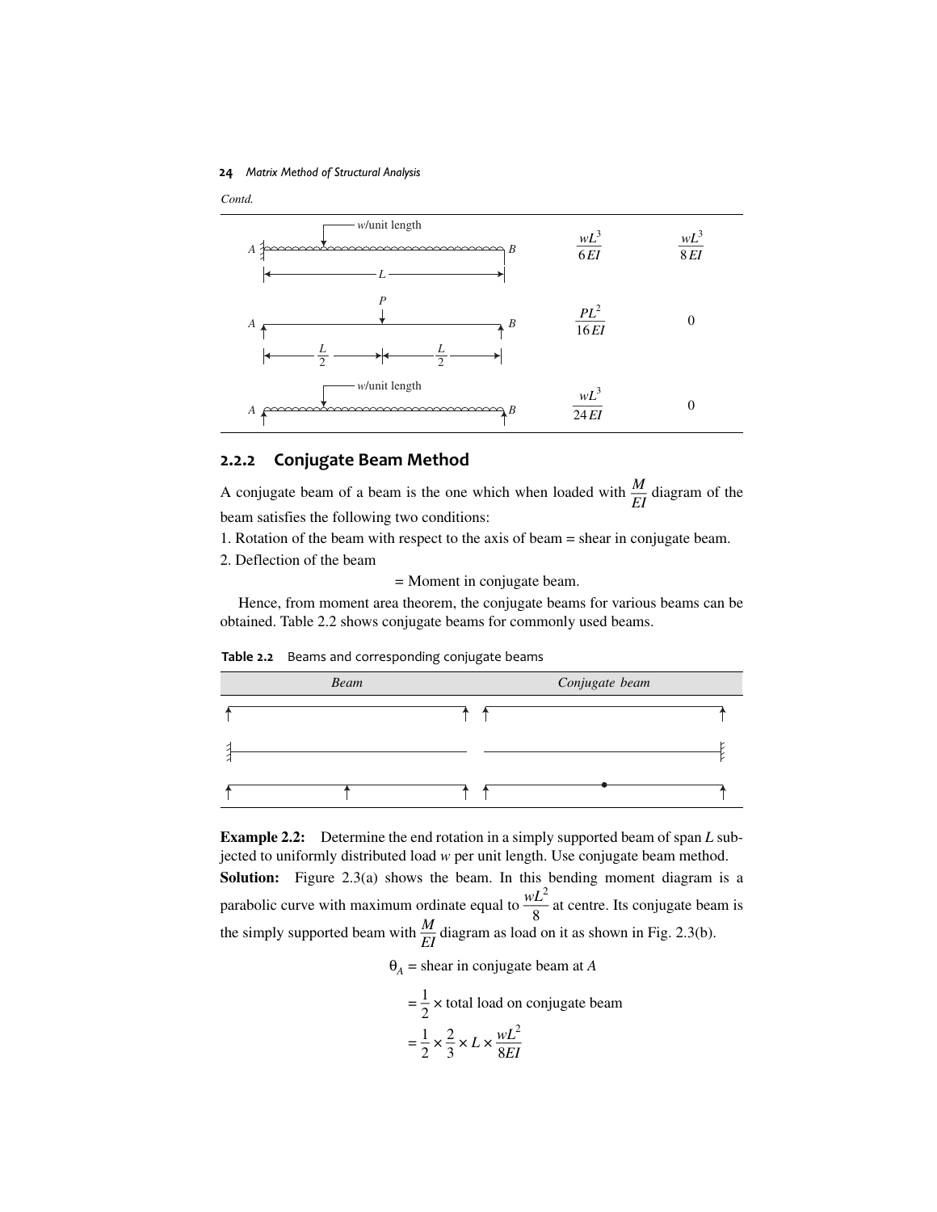*Contd.*

| | | |
|---|---|---|
| A (fixed) — w/unit length — B, span L | $\dfrac{wL^3}{6EI}$ | $\dfrac{wL^3}{8EI}$ |
| A (simply supported) — P at L/2 — B, spans $\dfrac{L}{2}$, $\dfrac{L}{2}$ | $\dfrac{PL^2}{16EI}$ | 0 |
| A (simply supported) — w/unit length — B | $\dfrac{wL^3}{24EI}$ | 0 |

### 2.2.2 Conjugate Beam Method

A conjugate beam of a beam is the one which when loaded with $\dfrac{M}{EI}$ diagram of the beam satisfies the following two conditions:

1. Rotation of the beam with respect to the axis of beam = shear in conjugate beam.
2. Deflection of the beam

   = Moment in conjugate beam.

Hence, from moment area theorem, the conjugate beams for various beams can be obtained. Table 2.2 shows conjugate beams for commonly used beams.

**Table 2.2** Beams and corresponding conjugate beams

| *Beam* | *Conjugate beam* |
|---|---|
| Simply supported at both ends | Simply supported at both ends |
| Fixed at left end, free at right end | Free at left end, fixed at right end |
| Simply supported at both ends with intermediate support | Simply supported at both ends with intermediate hinge |

**Example 2.2:** Determine the end rotation in a simply supported beam of span *L* subjected to uniformly distributed load *w* per unit length. Use conjugate beam method.

**Solution:** Figure 2.3(a) shows the beam. In this bending moment diagram is a parabolic curve with maximum ordinate equal to $\dfrac{wL^2}{8}$ at centre. Its conjugate beam is the simply supported beam with $\dfrac{M}{EI}$ diagram as load on it as shown in Fig. 2.3(b).

$$\theta_A = \text{shear in conjugate beam at } A$$

$$= \frac{1}{2} \times \text{total load on conjugate beam}$$

$$= \frac{1}{2} \times \frac{2}{3} \times L \times \frac{wL^2}{8EI}$$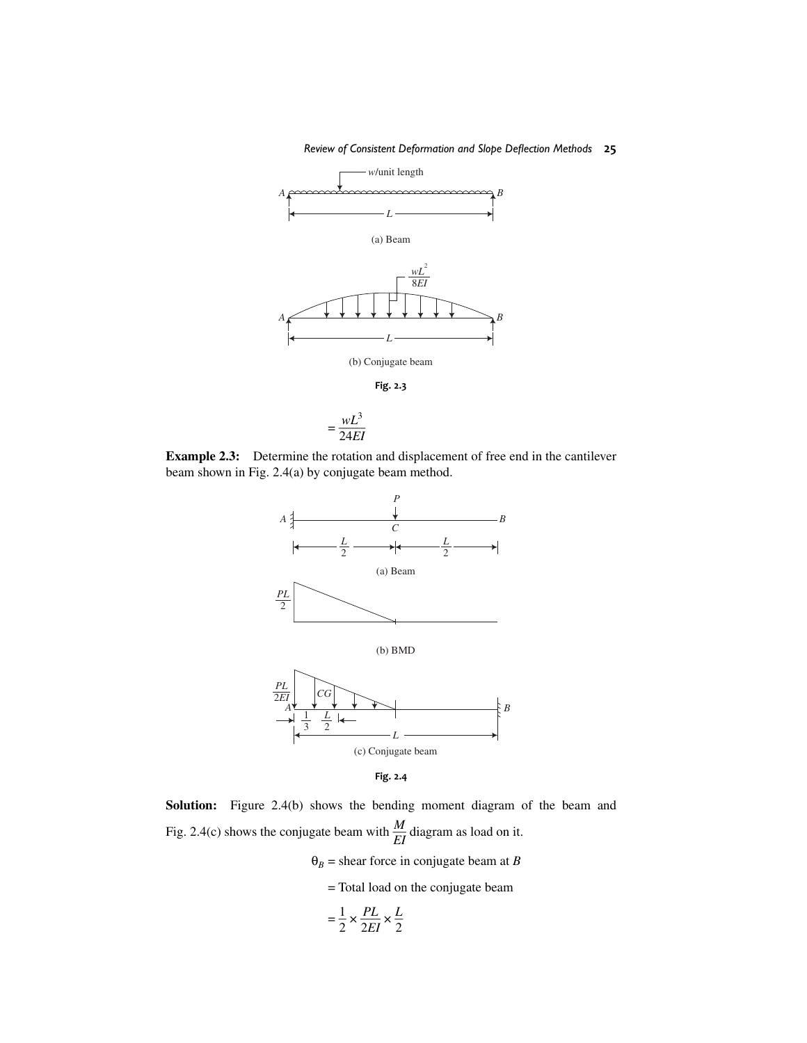w/unit length

A B

L

(a) Beam

$\frac{wL^2}{8EI}$

A B

L

(b) Conjugate beam

**Fig. 2.3**

$$= \frac{wL^3}{24EI}$$

**Example 2.3:** Determine the rotation and displacement of free end in the cantilever beam shown in Fig. 2.4(a) by conjugate beam method.

P

A B

C

$\frac{L}{2}$ $\frac{L}{2}$

(a) Beam

$\frac{PL}{2}$

(b) BMD

$\frac{PL}{2EI}$

CG

A B

$\frac{1}{3}$ $\frac{L}{2}$

L

(c) Conjugate beam

**Fig. 2.4**

**Solution:** Figure 2.4(b) shows the bending moment diagram of the beam and Fig. 2.4(c) shows the conjugate beam with $\frac{M}{EI}$ diagram as load on it.

$$\theta_B = \text{shear force in conjugate beam at } B$$

$$= \text{Total load on the conjugate beam}$$

$$= \frac{1}{2} \times \frac{PL}{2EI} \times \frac{L}{2}$$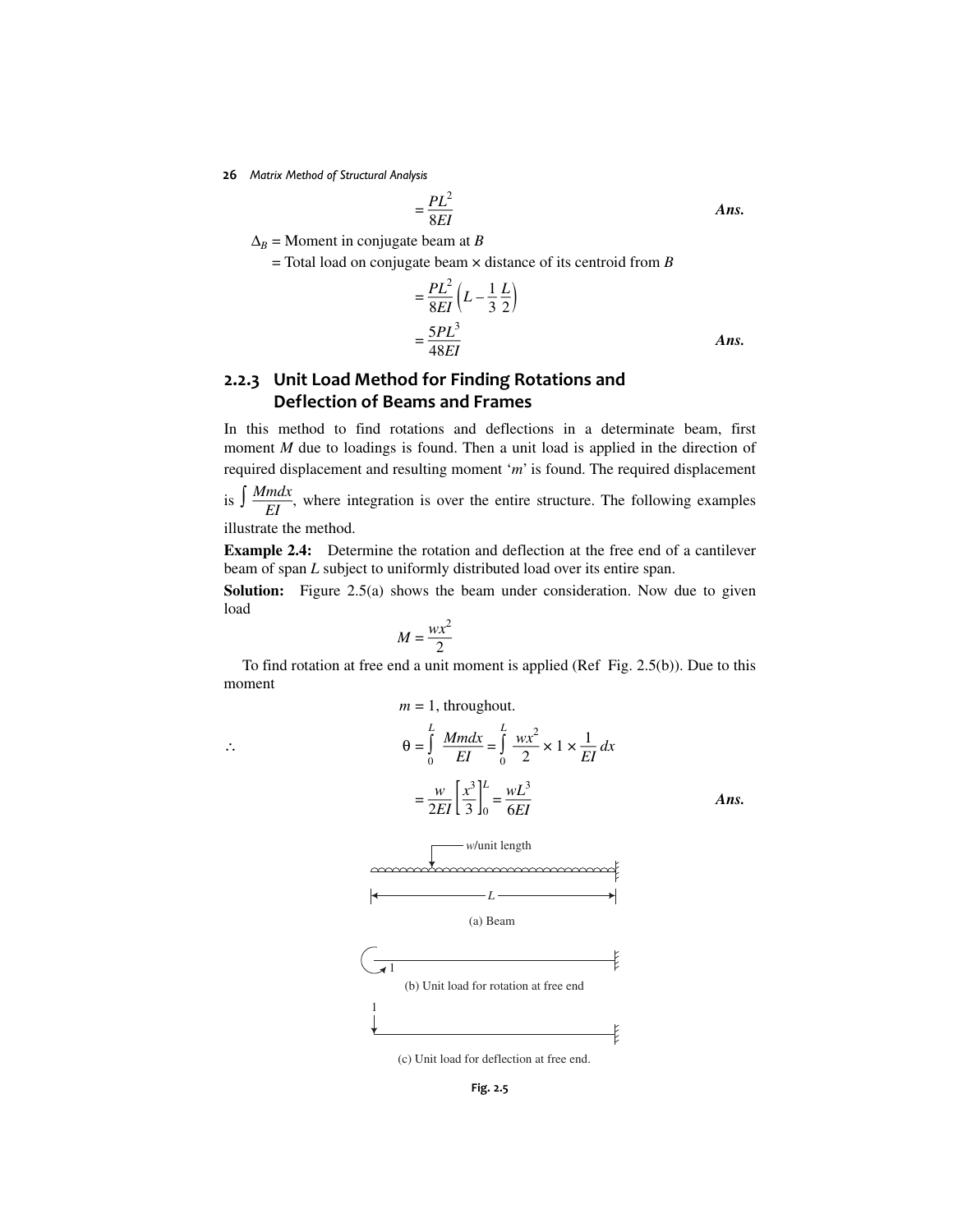$$= \frac{PL^2}{8EI} \qquad \textit{Ans.}$$

$\Delta_B$ = Moment in conjugate beam at $B$

= Total load on conjugate beam × distance of its centroid from $B$

$$= \frac{PL^2}{8EI}\left(L - \frac{1}{3}\frac{L}{2}\right)$$

$$= \frac{5PL^3}{48EI} \qquad \textit{Ans.}$$

### 2.2.3 Unit Load Method for Finding Rotations and Deflection of Beams and Frames

In this method to find rotations and deflections in a determinate beam, first moment $M$ due to loadings is found. Then a unit load is applied in the direction of required displacement and resulting moment '$m$' is found. The required displacement is $\int \frac{Mmdx}{EI}$, where integration is over the entire structure. The following examples illustrate the method.

**Example 2.4:** Determine the rotation and deflection at the free end of a cantilever beam of span $L$ subject to uniformly distributed load over its entire span.

**Solution:** Figure 2.5(a) shows the beam under consideration. Now due to given load

$$M = \frac{wx^2}{2}$$

To find rotation at free end a unit moment is applied (Ref Fig. 2.5(b)). Due to this moment

$$m = 1, \text{ throughout.}$$

$$\therefore \qquad \theta = \int_0^L \frac{Mmdx}{EI} = \int_0^L \frac{wx^2}{2} \times 1 \times \frac{1}{EI}\,dx$$

$$= \frac{w}{2EI}\left[\frac{x^3}{3}\right]_0^L = \frac{wL^3}{6EI} \qquad \textit{Ans.}$$

w/unit length

L

(a) Beam

1

(b) Unit load for rotation at free end

1

(c) Unit load for deflection at free end.

Fig. 2.5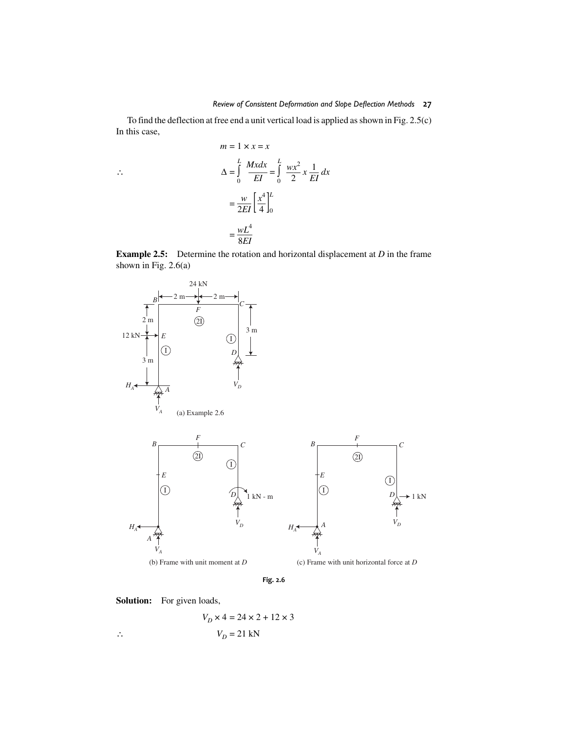To find the deflection at free end a unit vertical load is applied as shown in Fig. 2.5(c) In this case,

$$m = 1 \times x = x$$

$$\therefore \qquad \Delta = \int_0^L \frac{Mxdx}{EI} = \int_0^L \frac{wx^2}{2} x \frac{1}{EI} dx$$

$$= \frac{w}{2EI} \left[ \frac{x^4}{4} \right]_0^L$$

$$= \frac{wL^4}{8EI}$$

**Example 2.5:** Determine the rotation and horizontal displacement at $D$ in the frame shown in Fig. 2.6(a)

24 kN
B
2 m
2 m
C
F
2 m
2I
3 m
12 kN
E
I
I
D
3 m
$H_A$
A
$V_D$
$V_A$

(a) Example 2.6

B
F
C
2I
I
E
I
D
1 kN - m
$V_D$
$H_A$
A
$V_A$

(b) Frame with unit moment at $D$

B
F
C
2I
E
I
I
D
1 kN
$V_D$
$H_A$
A
$V_A$

(c) Frame with unit horizontal force at $D$

Fig. 2.6

**Solution:** For given loads,

$$V_D \times 4 = 24 \times 2 + 12 \times 3$$

$$\therefore \qquad V_D = 21 \text{ kN}$$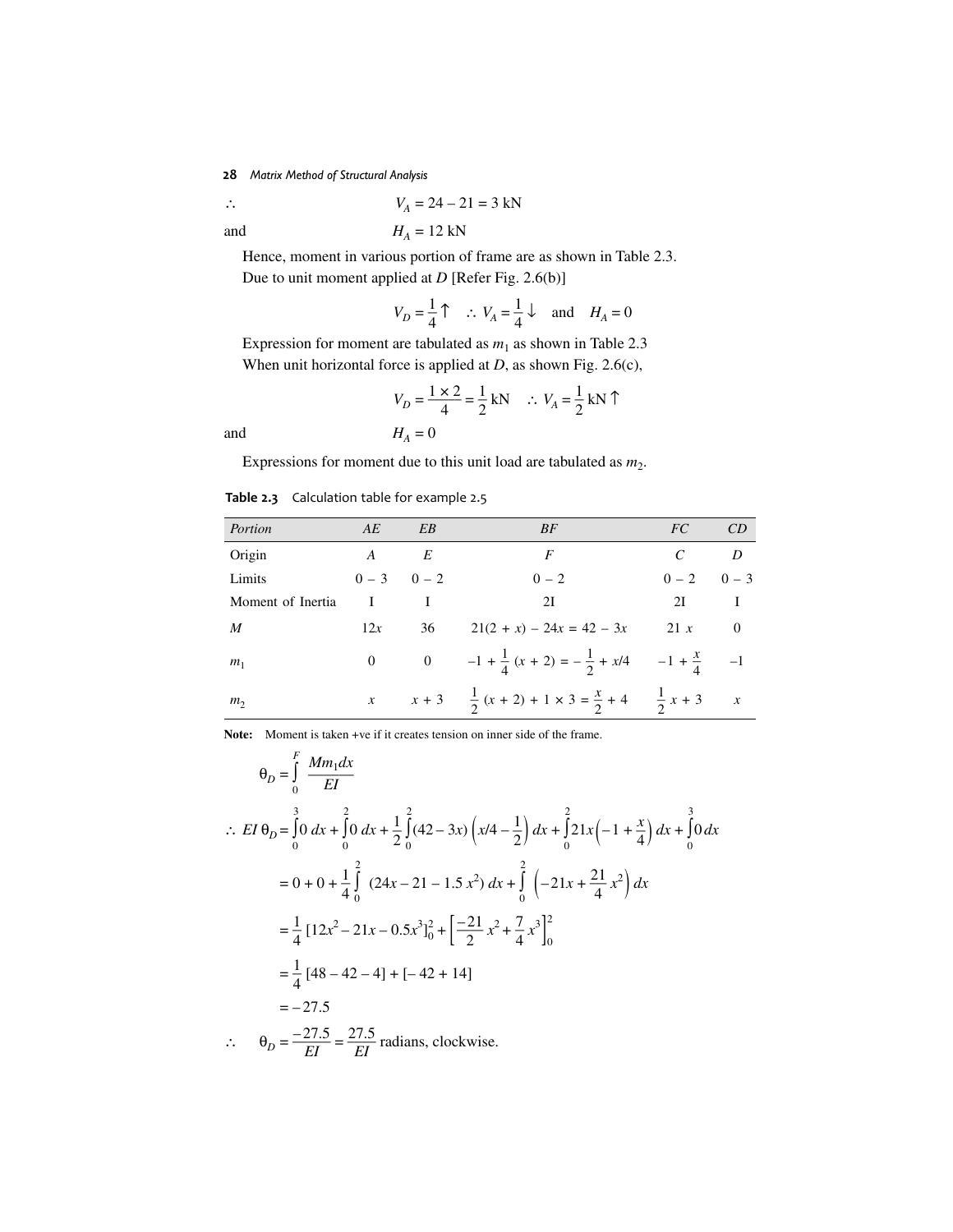$$\therefore \qquad V_A = 24 - 21 = 3 \text{ kN}$$

and $$H_A = 12 \text{ kN}$$

Hence, moment in various portion of frame are as shown in Table 2.3.

Due to unit moment applied at $D$ [Refer Fig. 2.6(b)]

$$V_D = \frac{1}{4} \uparrow \quad \therefore\ V_A = \frac{1}{4} \downarrow \quad \text{and} \quad H_A = 0$$

Expression for moment are tabulated as $m_1$ as shown in Table 2.3

When unit horizontal force is applied at $D$, as shown Fig. 2.6(c),

$$V_D = \frac{1 \times 2}{4} = \frac{1}{2} \text{ kN} \quad \therefore\ V_A = \frac{1}{2} \text{ kN} \uparrow$$

and $$H_A = 0$$

Expressions for moment due to this unit load are tabulated as $m_2$.

**Table 2.3** Calculation table for example 2.5

| *Portion* | *AE* | *EB* | *BF* | *FC* | *CD* |
|---|---|---|---|---|---|
| Origin | $A$ | $E$ | $F$ | $C$ | $D$ |
| Limits | 0 – 3 | 0 – 2 | 0 – 2 | 0 – 2 | 0 – 3 |
| Moment of Inertia | I | I | 2I | 2I | I |
| $M$ | $12x$ | 36 | $21(2 + x) - 24x = 42 - 3x$ | $21\ x$ | 0 |
| $m_1$ | 0 | 0 | $-1 + \frac{1}{4}(x + 2) = -\frac{1}{2} + x/4$ | $-1 + \frac{x}{4}$ | $-1$ |
| $m_2$ | $x$ | $x + 3$ | $\frac{1}{2}(x + 2) + 1 \times 3 = \frac{x}{2} + 4$ | $\frac{1}{2}x + 3$ | $x$ |

**Note:** Moment is taken +ve if it creates tension on inner side of the frame.

$$\theta_D = \int_0^F \frac{M m_1 dx}{EI}$$

$$\therefore\ EI\,\theta_D = \int_0^3 0\,dx + \int_0^2 0\,dx + \frac{1}{2}\int_0^2 (42 - 3x)\left(x/4 - \frac{1}{2}\right)dx + \int_0^2 21x\left(-1 + \frac{x}{4}\right)dx + \int_0^3 0\,dx$$

$$= 0 + 0 + \frac{1}{4}\int_0^2 (24x - 21 - 1.5\,x^2)\,dx + \int_0^2 \left(-21x + \frac{21}{4}x^2\right)dx$$

$$= \frac{1}{4}\,[12x^2 - 21x - 0.5x^3]_0^2 + \left[\frac{-21}{2}x^2 + \frac{7}{4}x^3\right]_0^2$$

$$= \frac{1}{4}\,[48 - 42 - 4] + [-42 + 14]$$

$$= -27.5$$

$$\therefore \quad \theta_D = \frac{-27.5}{EI} = \frac{27.5}{EI} \text{ radians, clockwise.}$$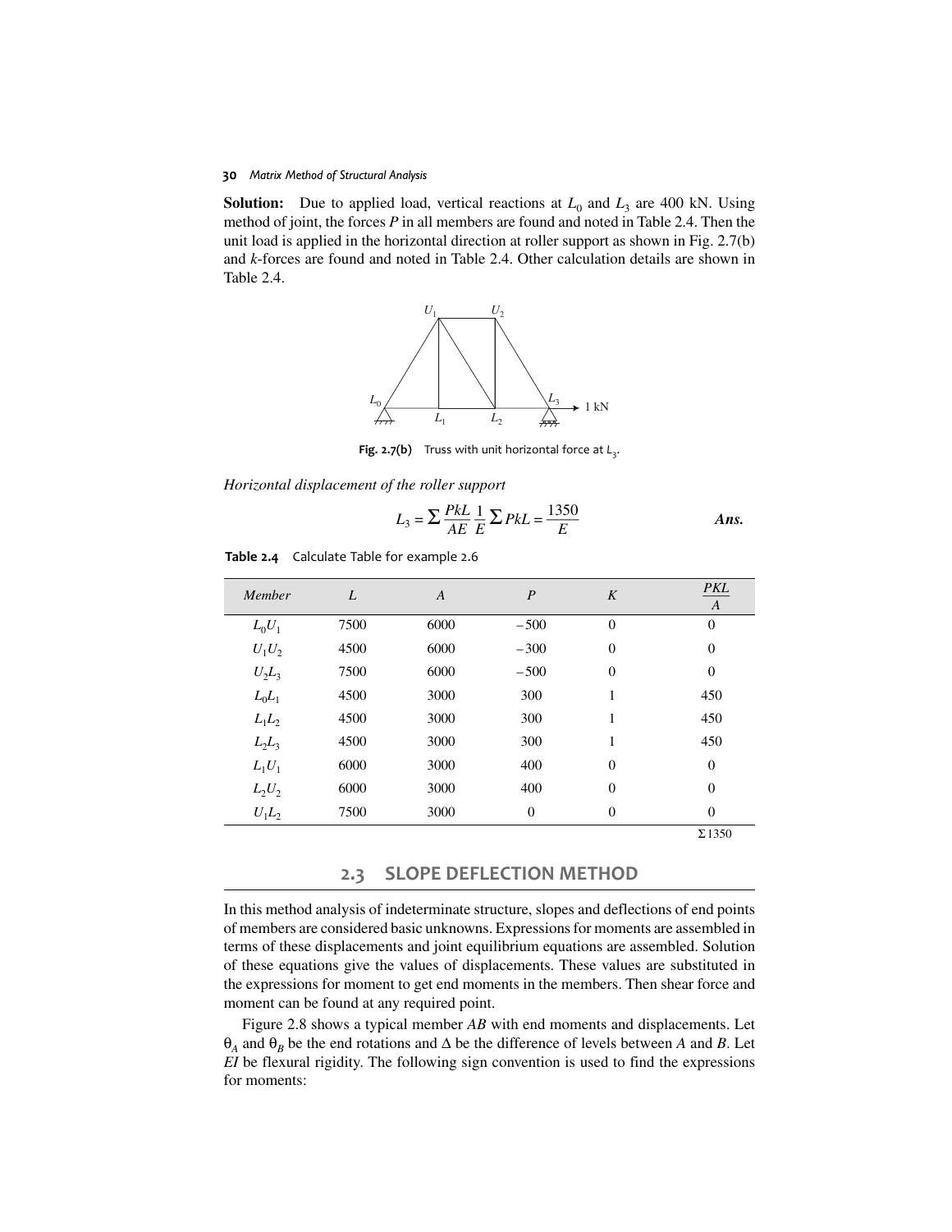**Solution:** Due to applied load, vertical reactions at $L_0$ and $L_3$ are 400 kN. Using method of joint, the forces $P$ in all members are found and noted in Table 2.4. Then the unit load is applied in the horizontal direction at roller support as shown in Fig. 2.7(b) and $k$-forces are found and noted in Table 2.4. Other calculation details are shown in Table 2.4.

$U_1$ $U_2$ $L_0$ $L_3$ 1 kN $L_1$ $L_2$

**Fig. 2.7(b)** Truss with unit horizontal force at $L_3$.

*Horizontal displacement of the roller support*

$$L_3 = \sum \frac{PkL}{AE} \frac{1}{E} \sum PkL = \frac{1350}{E} \qquad \textbf{\textit{Ans.}}$$

**Table 2.4** Calculate Table for example 2.6

| *Member* | *L* | *A* | *P* | *K* | $\frac{PKL}{A}$ |
|---|---|---|---|---|---|
| $L_0U_1$ | 7500 | 6000 | −500 | 0 | 0 |
| $U_1U_2$ | 4500 | 6000 | −300 | 0 | 0 |
| $U_2L_3$ | 7500 | 6000 | −500 | 0 | 0 |
| $L_0L_1$ | 4500 | 3000 | 300 | 1 | 450 |
| $L_1L_2$ | 4500 | 3000 | 300 | 1 | 450 |
| $L_2L_3$ | 4500 | 3000 | 300 | 1 | 450 |
| $L_1U_1$ | 6000 | 3000 | 400 | 0 | 0 |
| $L_2U_2$ | 6000 | 3000 | 400 | 0 | 0 |
| $U_1L_2$ | 7500 | 3000 | 0 | 0 | 0 |
| | | | | | $\Sigma$ 1350 |

## 2.3 SLOPE DEFLECTION METHOD

In this method analysis of indeterminate structure, slopes and deflections of end points of members are considered basic unknowns. Expressions for moments are assembled in terms of these displacements and joint equilibrium equations are assembled. Solution of these equations give the values of displacements. These values are substituted in the expressions for moment to get end moments in the members. Then shear force and moment can be found at any required point.

Figure 2.8 shows a typical member $AB$ with end moments and displacements. Let $\theta_A$ and $\theta_B$ be the end rotations and $\Delta$ be the difference of levels between $A$ and $B$. Let $EI$ be flexural rigidity. The following sign convention is used to find the expressions for moments: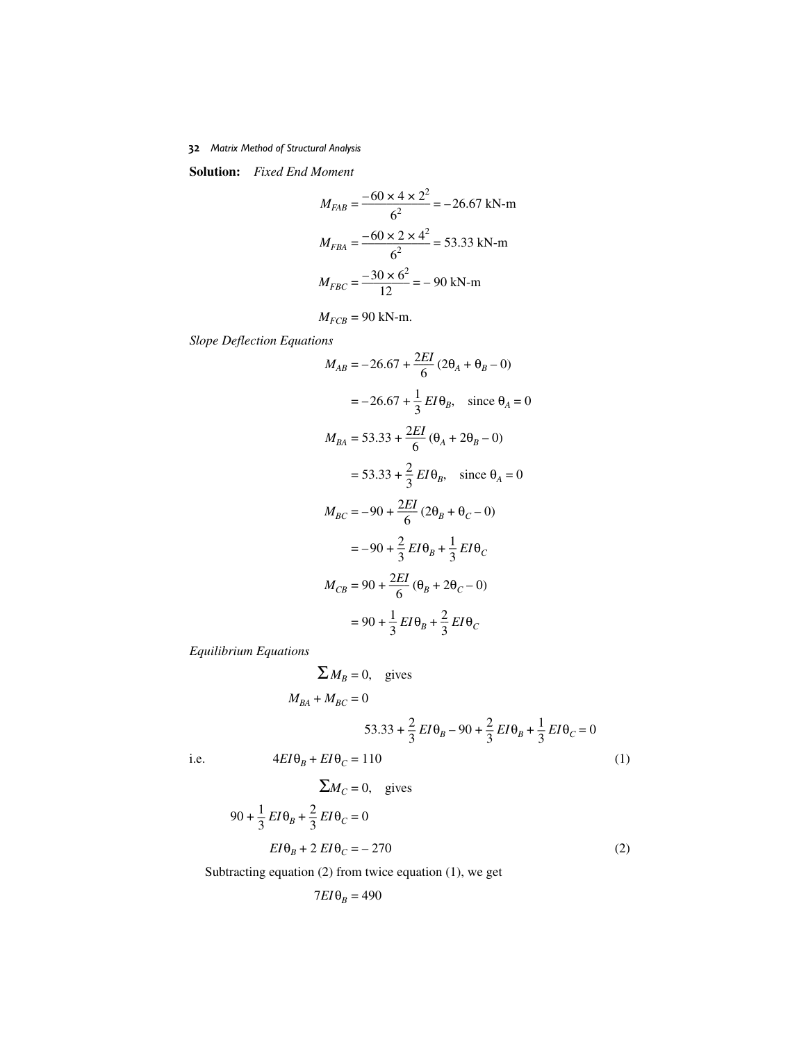**Solution:** *Fixed End Moment*

$$M_{FAB} = \frac{-60 \times 4 \times 2^2}{6^2} = -26.67 \text{ kN-m}$$

$$M_{FBA} = \frac{-60 \times 2 \times 4^2}{6^2} = 53.33 \text{ kN-m}$$

$$M_{FBC} = \frac{-30 \times 6^2}{12} = -90 \text{ kN-m}$$

$$M_{FCB} = 90 \text{ kN-m.}$$

*Slope Deflection Equations*

$$M_{AB} = -26.67 + \frac{2EI}{6}(2\theta_A + \theta_B - 0)$$

$$= -26.67 + \frac{1}{3}EI\theta_B, \quad \text{since } \theta_A = 0$$

$$M_{BA} = 53.33 + \frac{2EI}{6}(\theta_A + 2\theta_B - 0)$$

$$= 53.33 + \frac{2}{3}EI\theta_B, \quad \text{since } \theta_A = 0$$

$$M_{BC} = -90 + \frac{2EI}{6}(2\theta_B + \theta_C - 0)$$

$$= -90 + \frac{2}{3}EI\theta_B + \frac{1}{3}EI\theta_C$$

$$M_{CB} = 90 + \frac{2EI}{6}(\theta_B + 2\theta_C - 0)$$

$$= 90 + \frac{1}{3}EI\theta_B + \frac{2}{3}EI\theta_C$$

*Equilibrium Equations*

$$\Sigma M_B = 0, \quad \text{gives}$$

$$M_{BA} + M_{BC} = 0$$

$$53.33 + \frac{2}{3}EI\theta_B - 90 + \frac{2}{3}EI\theta_B + \frac{1}{3}EI\theta_C = 0$$

i.e.

$$4EI\theta_B + EI\theta_C = 110 \tag{1}$$

$$\Sigma M_C = 0, \quad \text{gives}$$

$$90 + \frac{1}{3}EI\theta_B + \frac{2}{3}EI\theta_C = 0$$

$$EI\theta_B + 2\,EI\theta_C = -270 \tag{2}$$

Subtracting equation (2) from twice equation (1), we get

$$7EI\theta_B = 490$$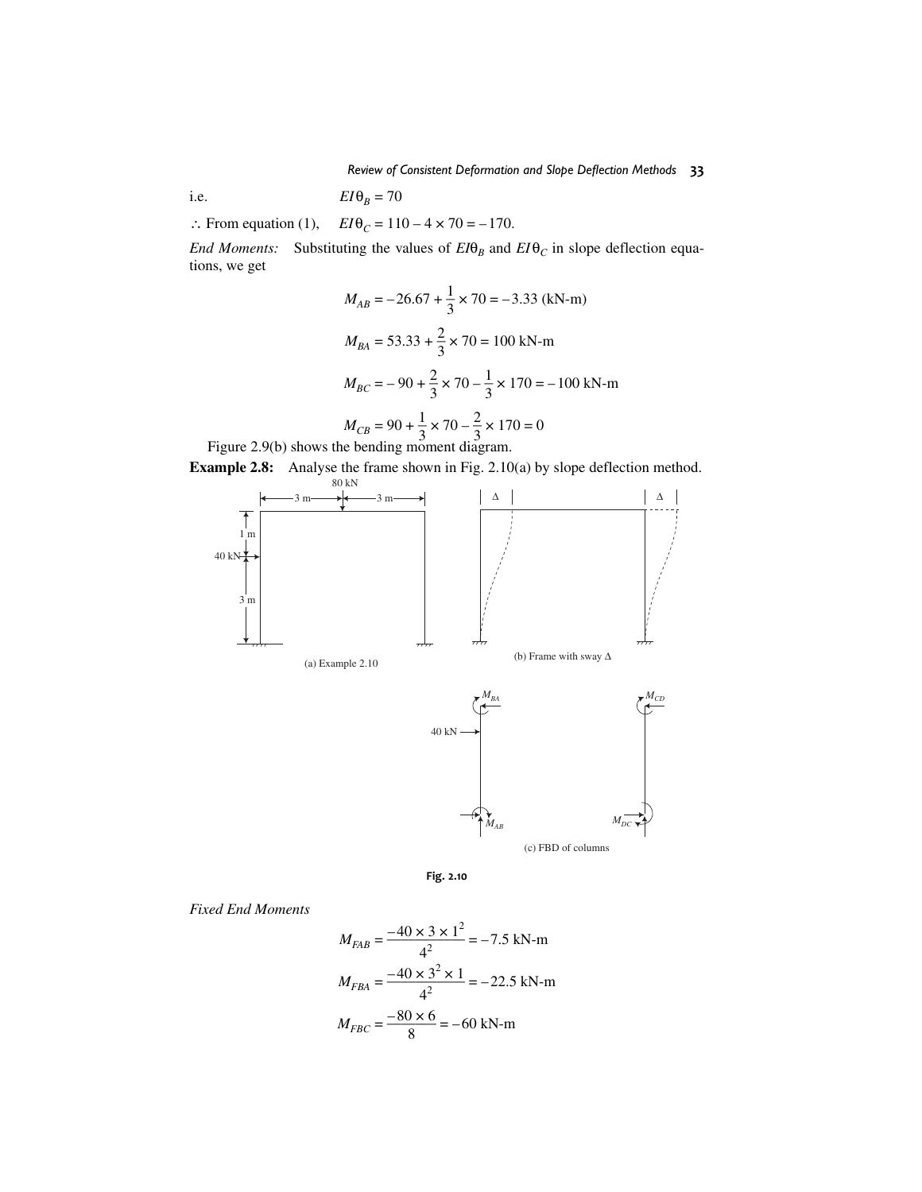i.e. $\quad EI\theta_B = 70$

$\therefore$ From equation (1), $\quad EI\theta_C = 110 - 4 \times 70 = -170.$

*End Moments:* Substituting the values of $EI\theta_B$ and $EI\theta_C$ in slope deflection equations, we get

$$M_{AB} = -26.67 + \frac{1}{3} \times 70 = -3.33 \text{ (kN-m)}$$

$$M_{BA} = 53.33 + \frac{2}{3} \times 70 = 100 \text{ kN-m}$$

$$M_{BC} = -90 + \frac{2}{3} \times 70 - \frac{1}{3} \times 170 = -100 \text{ kN-m}$$

$$M_{CB} = 90 + \frac{1}{3} \times 70 - \frac{2}{3} \times 170 = 0$$

Figure 2.9(b) shows the bending moment diagram.

**Example 2.8:** Analyse the frame shown in Fig. 2.10(a) by slope deflection method.

80 kN

3 m

3 m

1 m

40 kN

3 m

(a) Example 2.10

Δ

Δ

(b) Frame with sway Δ

$M_{BA}$

$M_{CD}$

40 kN

$M_{AB}$

$M_{DC}$

(c) FBD of columns

Fig. 2.10

*Fixed End Moments*

$$M_{FAB} = \frac{-40 \times 3 \times 1^2}{4^2} = -7.5 \text{ kN-m}$$

$$M_{FBA} = \frac{-40 \times 3^2 \times 1}{4^2} = -22.5 \text{ kN-m}$$

$$M_{FBC} = \frac{-80 \times 6}{8} = -60 \text{ kN-m}$$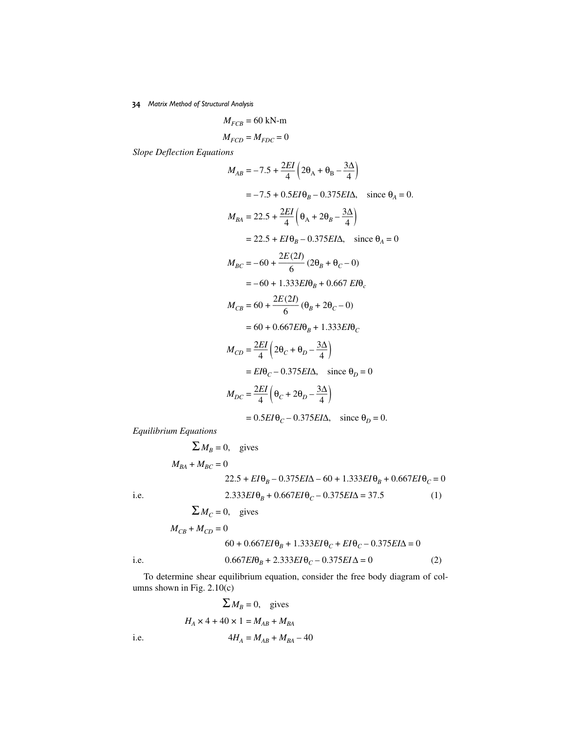$$M_{FCB} = 60 \text{ kN-m}$$

$$M_{FCD} = M_{FDC} = 0$$

*Slope Deflection Equations*

$$M_{AB} = -7.5 + \frac{2EI}{4}\left(2\theta_A + \theta_B - \frac{3\Delta}{4}\right)$$

$$= -7.5 + 0.5EI\theta_B - 0.375EI\Delta, \quad \text{since } \theta_A = 0.$$

$$M_{BA} = 22.5 + \frac{2EI}{4}\left(\theta_A + 2\theta_B - \frac{3\Delta}{4}\right)$$

$$= 22.5 + EI\theta_B - 0.375EI\Delta, \quad \text{since } \theta_A = 0$$

$$M_{BC} = -60 + \frac{2E(2I)}{6}(2\theta_B + \theta_C - 0)$$

$$= -60 + 1.333EI\theta_B + 0.667\,EI\theta_c$$

$$M_{CB} = 60 + \frac{2E(2I)}{6}(\theta_B + 2\theta_C - 0)$$

$$= 60 + 0.667EI\theta_B + 1.333EI\theta_C$$

$$M_{CD} = \frac{2EI}{4}\left(2\theta_C + \theta_D - \frac{3\Delta}{4}\right)$$

$$= EI\theta_C - 0.375EI\Delta, \quad \text{since } \theta_D = 0$$

$$M_{DC} = \frac{2EI}{4}\left(\theta_C + 2\theta_D - \frac{3\Delta}{4}\right)$$

$$= 0.5EI\theta_C - 0.375EI\Delta, \quad \text{since } \theta_D = 0.$$

*Equilibrium Equations*

$$\sum M_B = 0, \quad \text{gives}$$

$$M_{BA} + M_{BC} = 0$$

$$22.5 + EI\theta_B - 0.375EI\Delta - 60 + 1.333EI\theta_B + 0.667EI\theta_C = 0$$

i.e.

$$2.333EI\theta_B + 0.667EI\theta_C - 0.375EI\Delta = 37.5 \qquad (1)$$

$$\sum M_C = 0, \quad \text{gives}$$

$$M_{CB} + M_{CD} = 0$$

$$60 + 0.667EI\theta_B + 1.333EI\theta_C + EI\theta_C - 0.375EI\Delta = 0$$

i.e.

$$0.667EI\theta_B + 2.333EI\theta_C - 0.375EI\Delta = 0 \qquad (2)$$

To determine shear equilibrium equation, consider the free body diagram of columns shown in Fig. 2.10(c)

$$\sum M_B = 0, \quad \text{gives}$$

$$H_A \times 4 + 40 \times 1 = M_{AB} + M_{BA}$$

i.e.

$$4H_A = M_{AB} + M_{BA} - 40$$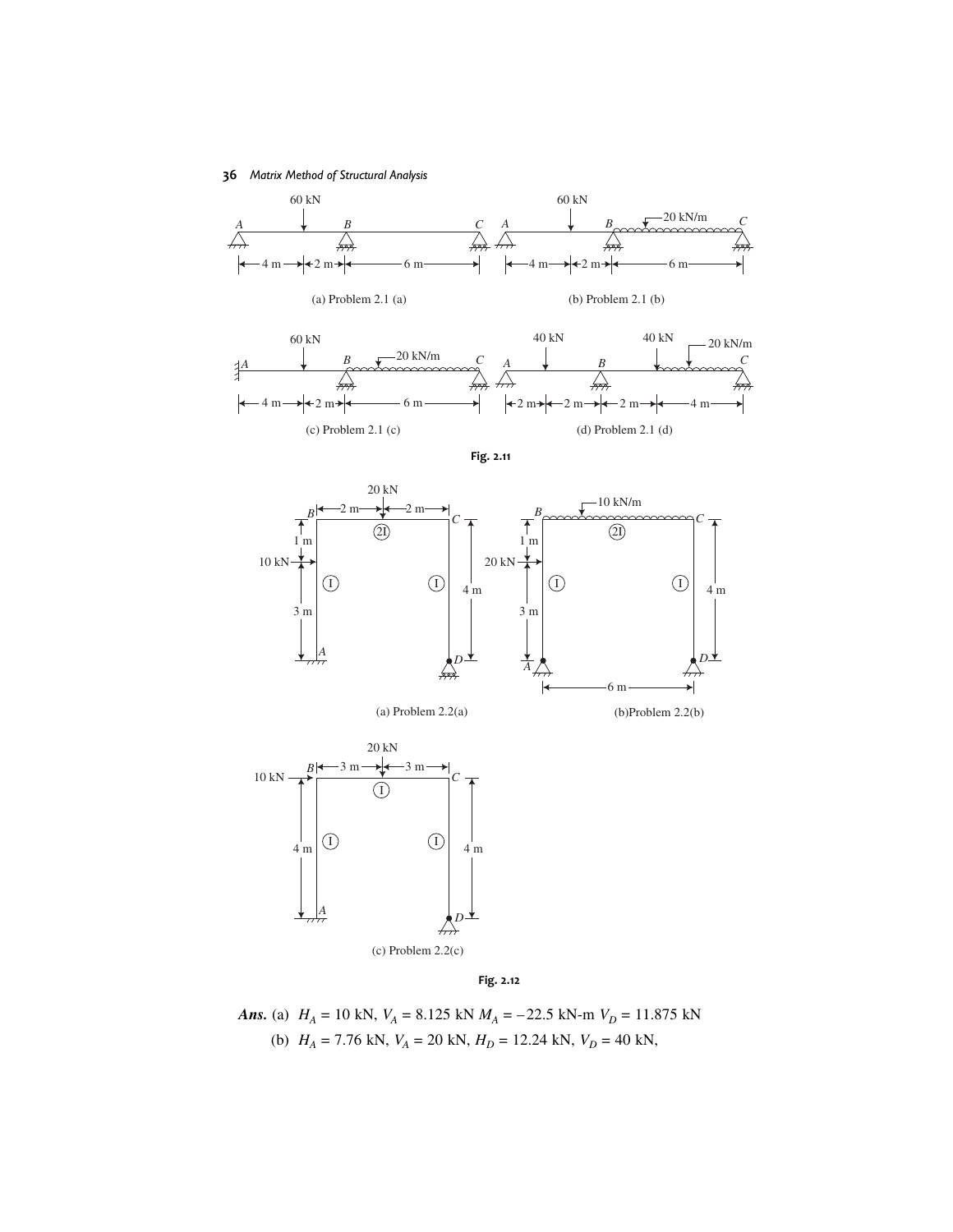60 kN

A B C

4 m 2 m 6 m

(a) Problem 2.1 (a)

60 kN 20 kN/m

A B C

4 m 2 m 6 m

(b) Problem 2.1 (b)

60 kN 20 kN/m

A B C

4 m 2 m 6 m

(c) Problem 2.1 (c)

40 kN 40 kN 20 kN/m

A B C

2 m 2 m 2 m 4 m

(d) Problem 2.1 (d)

**Fig. 2.11**

20 kN

B 2 m 2 m C

2I

1 m

10 kN

I I 4 m

3 m

A D

(a) Problem 2.2(a)

10 kN/m

B C

2I

1 m

20 kN

I I 4 m

3 m

A D

6 m

(b)Problem 2.2(b)

20 kN

10 kN B 3 m 3 m C

I

4 m I I 4 m

A D

(c) Problem 2.2(c)

**Fig. 2.12**

***Ans.*** (a) $H_A$ = 10 kN, $V_A$ = 8.125 kN $M_A$ = –22.5 kN-m $V_D$ = 11.875 kN

(b) $H_A$ = 7.76 kN, $V_A$ = 20 kN, $H_D$ = 12.24 kN, $V_D$ = 40 kN,